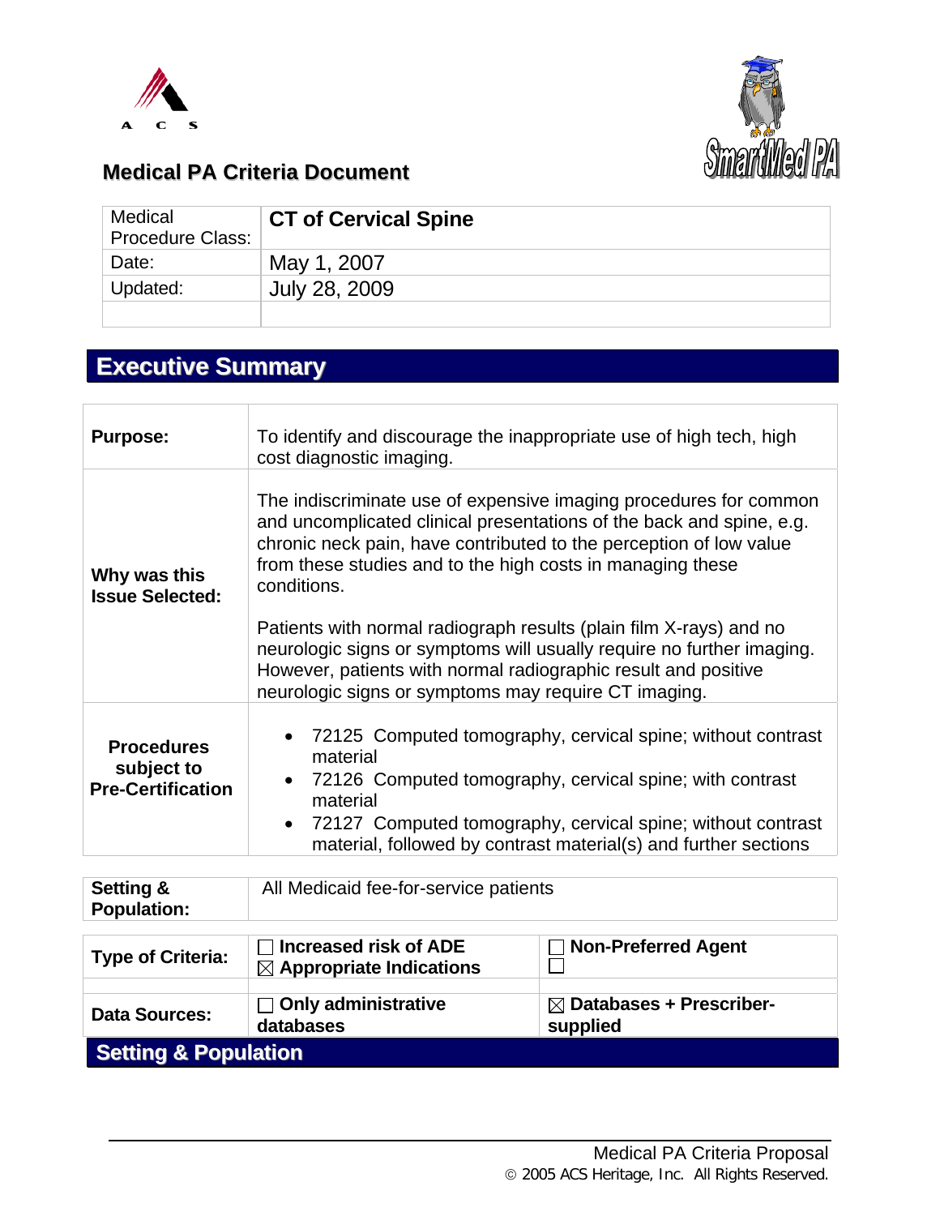## Medical PA Criteria Document

| Medical Procedure Class: | **CT of Cervical Spine** |
|---|---|
| Date: | May 1, 2007 |
| Updated: | July 28, 2009 |
| | |

# Executive Summary

| | |
|---|---|
| **Purpose:** | To identify and discourage the inappropriate use of high tech, high cost diagnostic imaging. |
| **Why was this Issue Selected:** | The indiscriminate use of expensive imaging procedures for common and uncomplicated clinical presentations of the back and spine, e.g. chronic neck pain, have contributed to the perception of low value from these studies and to the high costs in managing these conditions.<br><br>Patients with normal radiograph results (plain film X-rays) and no neurologic signs or symptoms will usually require no further imaging. However, patients with normal radiographic result and positive neurologic signs or symptoms may require CT imaging. |
| **Procedures subject to Pre-Certification** | • 72125 Computed tomography, cervical spine; without contrast material<br>• 72126 Computed tomography, cervical spine; with contrast material<br>• 72127 Computed tomography, cervical spine; without contrast material, followed by contrast material(s) and further sections |

| | |
|---|---|
| **Setting & Population:** | All Medicaid fee-for-service patients |

| | | |
|---|---|---|
| **Type of Criteria:** | ☐ **Increased risk of ADE**<br>☒ **Appropriate Indications** | ☐ **Non-Preferred Agent**<br>☐ |
| **Data Sources:** | ☐ **Only administrative databases** | ☒ **Databases + Prescriber-supplied** |

# Setting & Population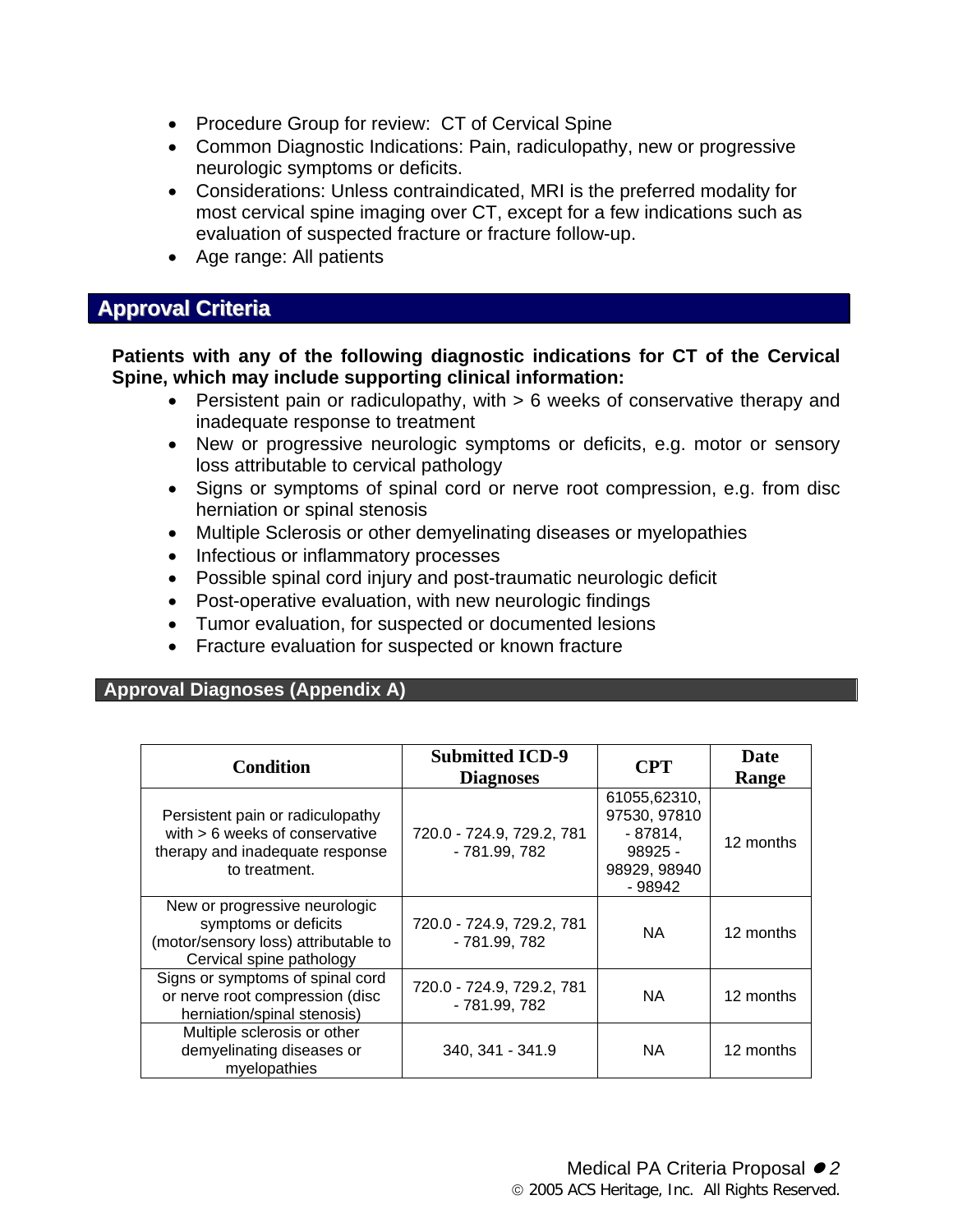- Procedure Group for review: CT of Cervical Spine
- Common Diagnostic Indications: Pain, radiculopathy, new or progressive neurologic symptoms or deficits.
- Considerations: Unless contraindicated, MRI is the preferred modality for most cervical spine imaging over CT, except for a few indications such as evaluation of suspected fracture or fracture follow-up.
- Age range: All patients

## Approval Criteria

**Patients with any of the following diagnostic indications for CT of the Cervical Spine, which may include supporting clinical information:**

- Persistent pain or radiculopathy, with > 6 weeks of conservative therapy and inadequate response to treatment
- New or progressive neurologic symptoms or deficits, e.g. motor or sensory loss attributable to cervical pathology
- Signs or symptoms of spinal cord or nerve root compression, e.g. from disc herniation or spinal stenosis
- Multiple Sclerosis or other demyelinating diseases or myelopathies
- Infectious or inflammatory processes
- Possible spinal cord injury and post-traumatic neurologic deficit
- Post-operative evaluation, with new neurologic findings
- Tumor evaluation, for suspected or documented lesions
- Fracture evaluation for suspected or known fracture

### Approval Diagnoses (Appendix A)

| Condition | Submitted ICD-9 Diagnoses | CPT | Date Range |
| --- | --- | --- | --- |
| Persistent pain or radiculopathy with > 6 weeks of conservative therapy and inadequate response to treatment. | 720.0 - 724.9, 729.2, 781 - 781.99, 782 | 61055,62310, 97530, 97810 - 87814, 98925 - 98929, 98940 - 98942 | 12 months |
| New or progressive neurologic symptoms or deficits (motor/sensory loss) attributable to Cervical spine pathology | 720.0 - 724.9, 729.2, 781 - 781.99, 782 | NA | 12 months |
| Signs or symptoms of spinal cord or nerve root compression (disc herniation/spinal stenosis) | 720.0 - 724.9, 729.2, 781 - 781.99, 782 | NA | 12 months |
| Multiple sclerosis or other demyelinating diseases or myelopathies | 340, 341 - 341.9 | NA | 12 months |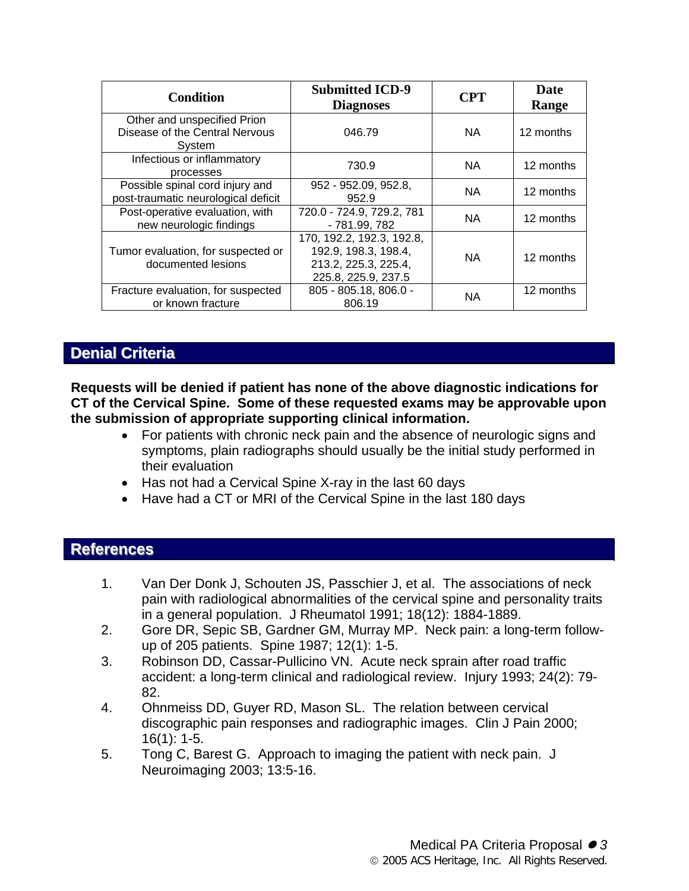| Condition | Submitted ICD-9 Diagnoses | CPT | Date Range |
| --- | --- | --- | --- |
| Other and unspecified Prion Disease of the Central Nervous System | 046.79 | NA | 12 months |
| Infectious or inflammatory processes | 730.9 | NA | 12 months |
| Possible spinal cord injury and post-traumatic neurological deficit | 952 - 952.09, 952.8, 952.9 | NA | 12 months |
| Post-operative evaluation, with new neurologic findings | 720.0 - 724.9, 729.2, 781 - 781.99, 782 | NA | 12 months |
| Tumor evaluation, for suspected or documented lesions | 170, 192.2, 192.3, 192.8, 192.9, 198.3, 198.4, 213.2, 225.3, 225.4, 225.8, 225.9, 237.5 | NA | 12 months |
| Fracture evaluation, for suspected or known fracture | 805 - 805.18, 806.0 - 806.19 | NA | 12 months |

## Denial Criteria

**Requests will be denied if patient has none of the above diagnostic indications for CT of the Cervical Spine. Some of these requested exams may be approvable upon the submission of appropriate supporting clinical information.**

- For patients with chronic neck pain and the absence of neurologic signs and symptoms, plain radiographs should usually be the initial study performed in their evaluation
- Has not had a Cervical Spine X-ray in the last 60 days
- Have had a CT or MRI of the Cervical Spine in the last 180 days

## References

1. Van Der Donk J, Schouten JS, Passchier J, et al. The associations of neck pain with radiological abnormalities of the cervical spine and personality traits in a general population. J Rheumatol 1991; 18(12): 1884-1889.
2. Gore DR, Sepic SB, Gardner GM, Murray MP. Neck pain: a long-term follow-up of 205 patients. Spine 1987; 12(1): 1-5.
3. Robinson DD, Cassar-Pullicino VN. Acute neck sprain after road traffic accident: a long-term clinical and radiological review. Injury 1993; 24(2): 79-82.
4. Ohnmeiss DD, Guyer RD, Mason SL. The relation between cervical discographic pain responses and radiographic images. Clin J Pain 2000; 16(1): 1-5.
5. Tong C, Barest G. Approach to imaging the patient with neck pain. J Neuroimaging 2003; 13:5-16.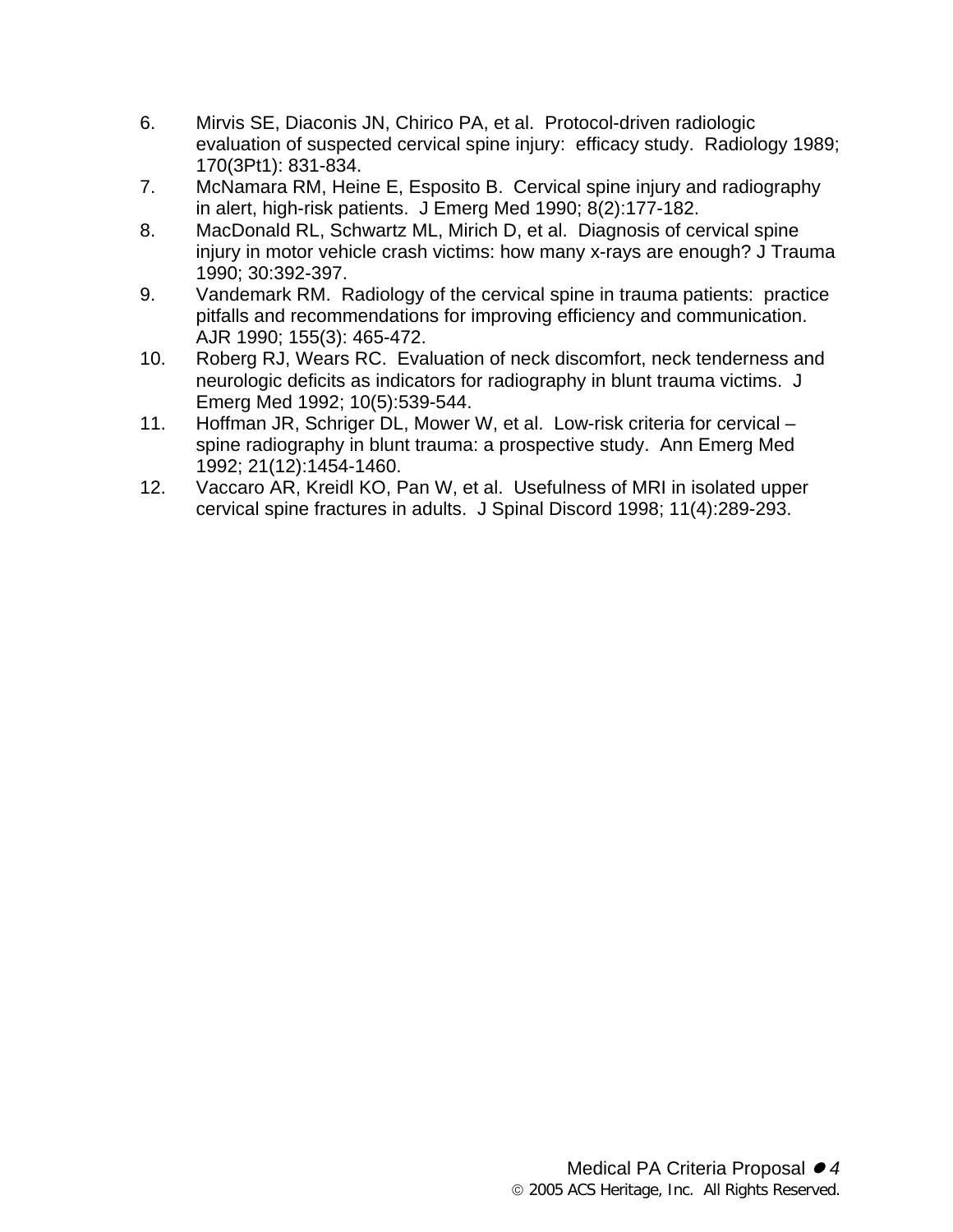6. Mirvis SE, Diaconis JN, Chirico PA, et al. Protocol-driven radiologic evaluation of suspected cervical spine injury: efficacy study. Radiology 1989; 170(3Pt1): 831-834.
7. McNamara RM, Heine E, Esposito B. Cervical spine injury and radiography in alert, high-risk patients. J Emerg Med 1990; 8(2):177-182.
8. MacDonald RL, Schwartz ML, Mirich D, et al. Diagnosis of cervical spine injury in motor vehicle crash victims: how many x-rays are enough? J Trauma 1990; 30:392-397.
9. Vandemark RM. Radiology of the cervical spine in trauma patients: practice pitfalls and recommendations for improving efficiency and communication. AJR 1990; 155(3): 465-472.
10. Roberg RJ, Wears RC. Evaluation of neck discomfort, neck tenderness and neurologic deficits as indicators for radiography in blunt trauma victims. J Emerg Med 1992; 10(5):539-544.
11. Hoffman JR, Schriger DL, Mower W, et al. Low-risk criteria for cervical – spine radiography in blunt trauma: a prospective study. Ann Emerg Med 1992; 21(12):1454-1460.
12. Vaccaro AR, Kreidl KO, Pan W, et al. Usefulness of MRI in isolated upper cervical spine fractures in adults. J Spinal Discord 1998; 11(4):289-293.